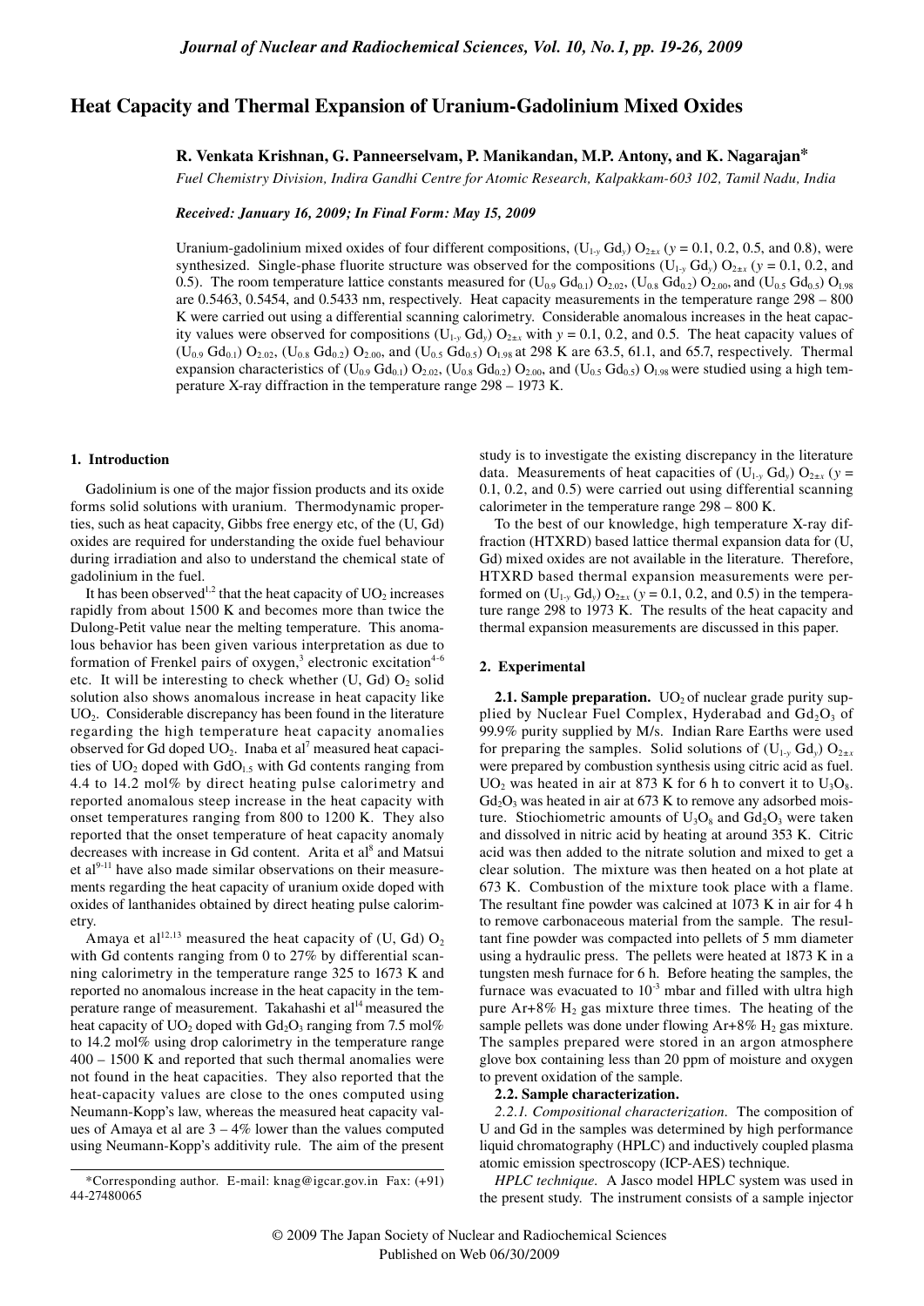# Heat Capacity and Thermal Expansion of Uranium-Gadolinium Mixed Oxides

**R. Venkata Krishnan, G. Panneerselvam, P. Manikandan, M.P. Antony, and K. Nagarajan***

*Fuel Chemistry Division, Indira Gandhi Centre for Atomic Research, Kalpakkam-603 102, Tamil Nadu, India*

***Received: January 16, 2009; In Final Form: May 15, 2009***

Uranium-gadolinium mixed oxides of four different compositions, $(U_{1-y}\,Gd_y)\,O_{2\pm x}$ ($y$ = 0.1, 0.2, 0.5, and 0.8), were synthesized. Single-phase fluorite structure was observed for the compositions $(U_{1-y}\,Gd_y)\,O_{2\pm x}$ ($y$ = 0.1, 0.2, and 0.5). The room temperature lattice constants measured for $(U_{0.9}\,Gd_{0.1})\,O_{2.02}$, $(U_{0.8}\,Gd_{0.2})\,O_{2.00}$, and $(U_{0.5}\,Gd_{0.5})\,O_{1.98}$ are 0.5463, 0.5454, and 0.5433 nm, respectively. Heat capacity measurements in the temperature range 298 – 800 K were carried out using a differential scanning calorimetry. Considerable anomalous increases in the heat capacity values were observed for compositions $(U_{1-y}\,Gd_y)\,O_{2\pm x}$ with $y$ = 0.1, 0.2, and 0.5. The heat capacity values of $(U_{0.9}\,Gd_{0.1})\,O_{2.02}$, $(U_{0.8}\,Gd_{0.2})\,O_{2.00}$, and $(U_{0.5}\,Gd_{0.5})\,O_{1.98}$ at 298 K are 63.5, 61.1, and 65.7, respectively. Thermal expansion characteristics of $(U_{0.9}\,Gd_{0.1})\,O_{2.02}$, $(U_{0.8}\,Gd_{0.2})\,O_{2.00}$, and $(U_{0.5}\,Gd_{0.5})\,O_{1.98}$ were studied using a high temperature X-ray diffraction in the temperature range 298 – 1973 K.

## 1. Introduction

Gadolinium is one of the major fission products and its oxide forms solid solutions with uranium. Thermodynamic properties, such as heat capacity, Gibbs free energy etc, of the (U, Gd) oxides are required for understanding the oxide fuel behaviour during irradiation and also to understand the chemical state of gadolinium in the fuel.

It has been observed[1,2] that the heat capacity of $UO_2$ increases rapidly from about 1500 K and becomes more than twice the Dulong-Petit value near the melting temperature. This anomalous behavior has been given various interpretation as due to formation of Frenkel pairs of oxygen,[3] electronic excitation[4-6] etc. It will be interesting to check whether (U, Gd) $O_2$ solid solution also shows anomalous increase in heat capacity like $UO_2$. Considerable discrepancy has been found in the literature regarding the high temperature heat capacity anomalies observed for Gd doped $UO_2$. Inaba et al[7] measured heat capacities of $UO_2$ doped with $GdO_{1.5}$ with Gd contents ranging from 4.4 to 14.2 mol% by direct heating pulse calorimetry and reported anomalous steep increase in the heat capacity with onset temperatures ranging from 800 to 1200 K. They also reported that the onset temperature of heat capacity anomaly decreases with increase in Gd content. Arita et al[8] and Matsui et al[9-11] have also made similar observations on their measurements regarding the heat capacity of uranium oxide doped with oxides of lanthanides obtained by direct heating pulse calorimetry.

Amaya et al[12,13] measured the heat capacity of (U, Gd) $O_2$ with Gd contents ranging from 0 to 27% by differential scanning calorimetry in the temperature range 325 to 1673 K and reported no anomalous increase in the heat capacity in the temperature range of measurement. Takahashi et al[14] measured the heat capacity of $UO_2$ doped with $Gd_2O_3$ ranging from 7.5 mol% to 14.2 mol% using drop calorimetry in the temperature range 400 – 1500 K and reported that such thermal anomalies were not found in the heat capacities. They also reported that the heat-capacity values are close to the ones computed using Neumann-Kopp's law, whereas the measured heat capacity values of Amaya et al are 3 – 4% lower than the values computed using Neumann-Kopp's additivity rule. The aim of the present study is to investigate the existing discrepancy in the literature data. Measurements of heat capacities of $(U_{1-y}\,Gd_y)\,O_{2\pm x}$ ($y$ = 0.1, 0.2, and 0.5) were carried out using differential scanning calorimeter in the temperature range 298 – 800 K.

To the best of our knowledge, high temperature X-ray diffraction (HTXRD) based lattice thermal expansion data for (U, Gd) mixed oxides are not available in the literature. Therefore, HTXRD based thermal expansion measurements were performed on $(U_{1-y}\,Gd_y)\,O_{2\pm x}$ ($y$ = 0.1, 0.2, and 0.5) in the temperature range 298 to 1973 K. The results of the heat capacity and thermal expansion measurements are discussed in this paper.

## 2. Experimental

**2.1. Sample preparation.** $UO_2$ of nuclear grade purity supplied by Nuclear Fuel Complex, Hyderabad and $Gd_2O_3$ of 99.9% purity supplied by M/s. Indian Rare Earths were used for preparing the samples. Solid solutions of $(U_{1-y}\,Gd_y)\,O_{2\pm x}$ were prepared by combustion synthesis using citric acid as fuel. $UO_2$ was heated in air at 873 K for 6 h to convert it to $U_3O_8$. $Gd_2O_3$ was heated in air at 673 K to remove any adsorbed moisture. Stiochiometric amounts of $U_3O_8$ and $Gd_2O_3$ were taken and dissolved in nitric acid by heating at around 353 K. Citric acid was then added to the nitrate solution and mixed to get a clear solution. The mixture was then heated on a hot plate at 673 K. Combustion of the mixture took place with a flame. The resultant fine powder was calcined at 1073 K in air for 4 h to remove carbonaceous material from the sample. The resultant fine powder was compacted into pellets of 5 mm diameter using a hydraulic press. The pellets were heated at 1873 K in a tungsten mesh furnace for 6 h. Before heating the samples, the furnace was evacuated to $10^{-3}$ mbar and filled with ultra high pure Ar+8% $H_2$ gas mixture three times. The heating of the sample pellets was done under flowing Ar+8% $H_2$ gas mixture. The samples prepared were stored in an argon atmosphere glove box containing less than 20 ppm of moisture and oxygen to prevent oxidation of the sample.

**2.2. Sample characterization.**

*2.2.1. Compositional characterization.* The composition of U and Gd in the samples was determined by high performance liquid chromatography (HPLC) and inductively coupled plasma atomic emission spectroscopy (ICP-AES) technique.

*HPLC technique.* A Jasco model HPLC system was used in the present study. The instrument consists of a sample injector

*Corresponding author. E-mail: knag@igcar.gov.in Fax: (+91) 44-27480065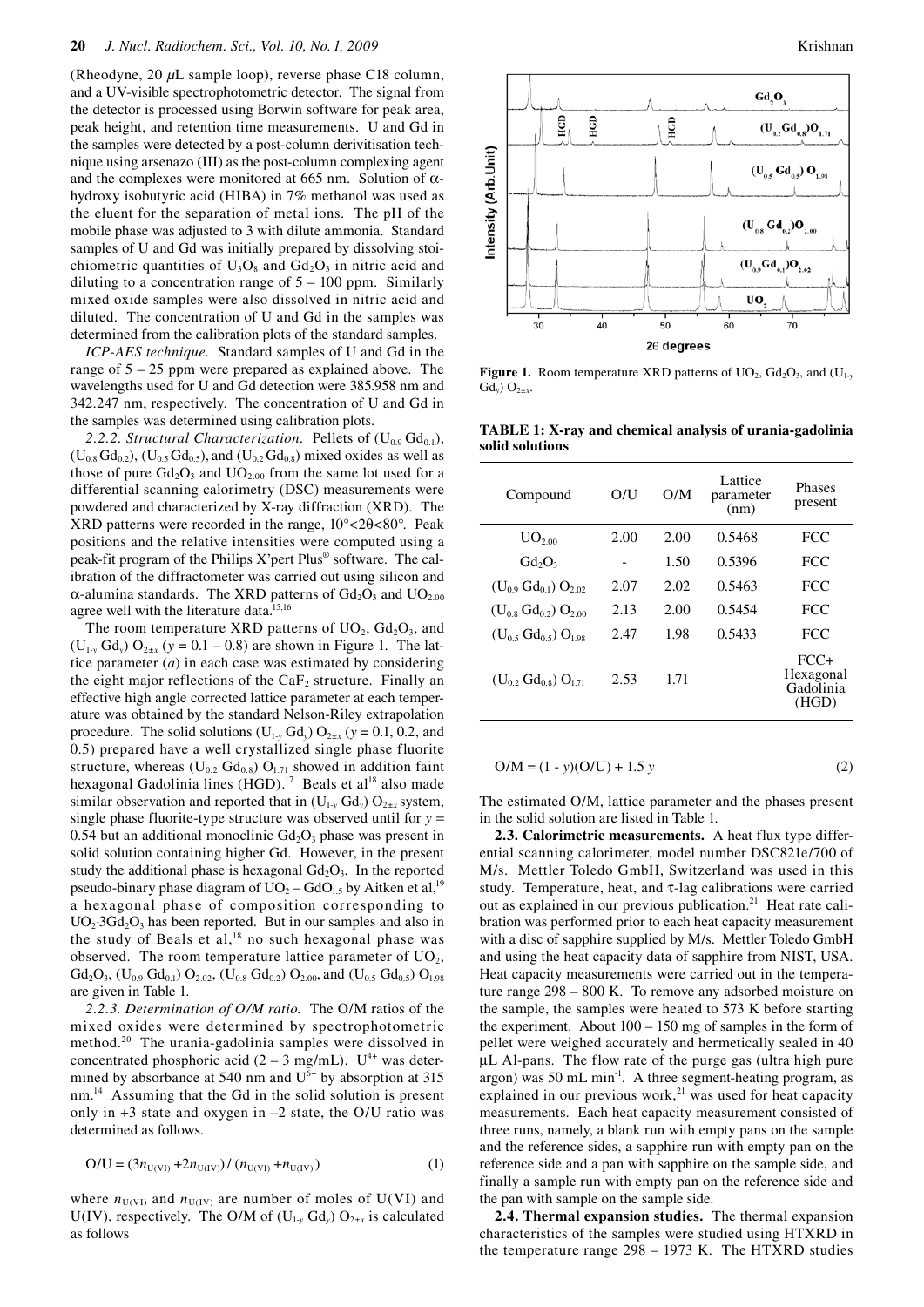(Rheodyne, 20 $\mu$L sample loop), reverse phase C18 column, and a UV-visible spectrophotometric detector. The signal from the detector is processed using Borwin software for peak area, peak height, and retention time measurements. U and Gd in the samples were detected by a post-column derivitisation technique using arsenazo (III) as the post-column complexing agent and the complexes were monitored at 665 nm. Solution of $\alpha$-hydroxy isobutyric acid (HIBA) in 7% methanol was used as the eluent for the separation of metal ions. The pH of the mobile phase was adjusted to 3 with dilute ammonia. Standard samples of U and Gd was initially prepared by dissolving stoichiometric quantities of $U_3O_8$ and $Gd_2O_3$ in nitric acid and diluting to a concentration range of 5 – 100 ppm. Similarly mixed oxide samples were also dissolved in nitric acid and diluted. The concentration of U and Gd in the samples was determined from the calibration plots of the standard samples.

*ICP-AES technique.* Standard samples of U and Gd in the range of 5 – 25 ppm were prepared as explained above. The wavelengths used for U and Gd detection were 385.958 nm and 342.247 nm, respectively. The concentration of U and Gd in the samples was determined using calibration plots.

*2.2.2. Structural Characterization.* Pellets of $(U_{0.9}Gd_{0.1})$, $(U_{0.8}Gd_{0.2})$, $(U_{0.5}Gd_{0.5})$, and $(U_{0.2}Gd_{0.8})$ mixed oxides as well as those of pure $Gd_2O_3$ and $UO_{2.00}$ from the same lot used for a differential scanning calorimetry (DSC) measurements were powdered and characterized by X-ray diffraction (XRD). The XRD patterns were recorded in the range, 10°<2θ<80°. Peak positions and the relative intensities were computed using a peak-fit program of the Philips X'pert Plus® software. The calibration of the diffractometer was carried out using silicon and $\alpha$-alumina standards. The XRD patterns of $Gd_2O_3$ and $UO_{2.00}$ agree well with the literature data.[15,16]

The room temperature XRD patterns of $UO_2$, $Gd_2O_3$, and $(U_{1-y}Gd_y)O_{2\pm x}$ ($y$ = 0.1 – 0.8) are shown in Figure 1. The lattice parameter ($a$) in each case was estimated by considering the eight major reflections of the $CaF_2$ structure. Finally an effective high angle corrected lattice parameter at each temperature was obtained by the standard Nelson-Riley extrapolation procedure. The solid solutions $(U_{1-y}Gd_y)O_{2\pm x}$ ($y$ = 0.1, 0.2, and 0.5) prepared have a well crystallized single phase fluorite structure, whereas $(U_{0.2}Gd_{0.8})O_{1.71}$ showed in addition faint hexagonal Gadolinia lines (HGD).[17] Beals et al[18] also made similar observation and reported that in $(U_{1-y}Gd_y)O_{2\pm x}$ system, single phase fluorite-type structure was observed until for $y$ = 0.54 but an additional monoclinic $Gd_2O_3$ phase was present in solid solution containing higher Gd. However, in the present study the additional phase is hexagonal $Gd_2O_3$. In the reported pseudo-binary phase diagram of $UO_2 – GdO_{1.5}$ by Aitken et al,[19] a hexagonal phase of composition corresponding to $UO_2·3Gd_2O_3$ has been reported. But in our samples and also in the study of Beals et al,[18] no such hexagonal phase was observed. The room temperature lattice parameter of $UO_2$, $Gd_2O_3$, $(U_{0.9}Gd_{0.1})O_{2.02}$, $(U_{0.8}Gd_{0.2})O_{2.00}$, and $(U_{0.5}Gd_{0.5})O_{1.98}$ are given in Table 1.

*2.2.3. Determination of O/M ratio.* The O/M ratios of the mixed oxides were determined by spectrophotometric method.[20] The urania-gadolinia samples were dissolved in concentrated phosphoric acid (2 – 3 mg/mL). $U^{4+}$ was determined by absorbance at 540 nm and $U^{6+}$ by absorption at 315 nm.[14] Assuming that the Gd in the solid solution is present only in +3 state and oxygen in –2 state, the O/U ratio was determined as follows.

$$O/U = (3n_{U(VI)} + 2n_{U(IV)}) / (n_{U(VI)} + n_{U(IV)}) \tag{1}$$

where $n_{U(VI)}$ and $n_{U(IV)}$ are number of moles of U(VI) and U(IV), respectively. The O/M of $(U_{1-y}Gd_y)O_{2\pm x}$ is calculated as follows

**Figure 1.** Room temperature XRD patterns of $UO_2$, $Gd_2O_3$, and $(U_{1-y}Gd_y)O_{2\pm x}$.

**TABLE 1: X-ray and chemical analysis of urania-gadolinia solid solutions**

| Compound | O/U | O/M | Lattice parameter (nm) | Phases present |
|---|---|---|---|---|
| $UO_{2.00}$ | 2.00 | 2.00 | 0.5468 | FCC |
| $Gd_2O_3$ | - | 1.50 | 0.5396 | FCC |
| $(U_{0.9}Gd_{0.1})O_{2.02}$ | 2.07 | 2.02 | 0.5463 | FCC |
| $(U_{0.8}Gd_{0.2})O_{2.00}$ | 2.13 | 2.00 | 0.5454 | FCC |
| $(U_{0.5}Gd_{0.5})O_{1.98}$ | 2.47 | 1.98 | 0.5433 | FCC |
| $(U_{0.2}Gd_{0.8})O_{1.71}$ | 2.53 | 1.71 | | FCC+ Hexagonal Gadolinia (HGD) |

$$O/M = (1 - y)(O/U) + 1.5\,y \tag{2}$$

The estimated O/M, lattice parameter and the phases present in the solid solution are listed in Table 1.

**2.3. Calorimetric measurements.** A heat flux type differential scanning calorimeter, model number DSC821e/700 of M/s. Mettler Toledo GmbH, Switzerland was used in this study. Temperature, heat, and τ-lag calibrations were carried out as explained in our previous publication.[21] Heat rate calibration was performed prior to each heat capacity measurement with a disc of sapphire supplied by M/s. Mettler Toledo GmbH and using the heat capacity data of sapphire from NIST, USA. Heat capacity measurements were carried out in the temperature range 298 – 800 K. To remove any adsorbed moisture on the sample, the samples were heated to 573 K before starting the experiment. About 100 – 150 mg of samples in the form of pellet were weighed accurately and hermetically sealed in 40 μL Al-pans. The flow rate of the purge gas (ultra high pure argon) was 50 mL min$^{-1}$. A three segment-heating program, as explained in our previous work,[21] was used for heat capacity measurements. Each heat capacity measurement consisted of three runs, namely, a blank run with empty pans on the sample and the reference sides, a sapphire run with empty pan on the reference side and a pan with sapphire on the sample side, and finally a sample run with empty pan on the reference side and the pan with sample on the sample side.

**2.4. Thermal expansion studies.** The thermal expansion characteristics of the samples were studied using HTXRD in the temperature range 298 – 1973 K. The HTXRD studies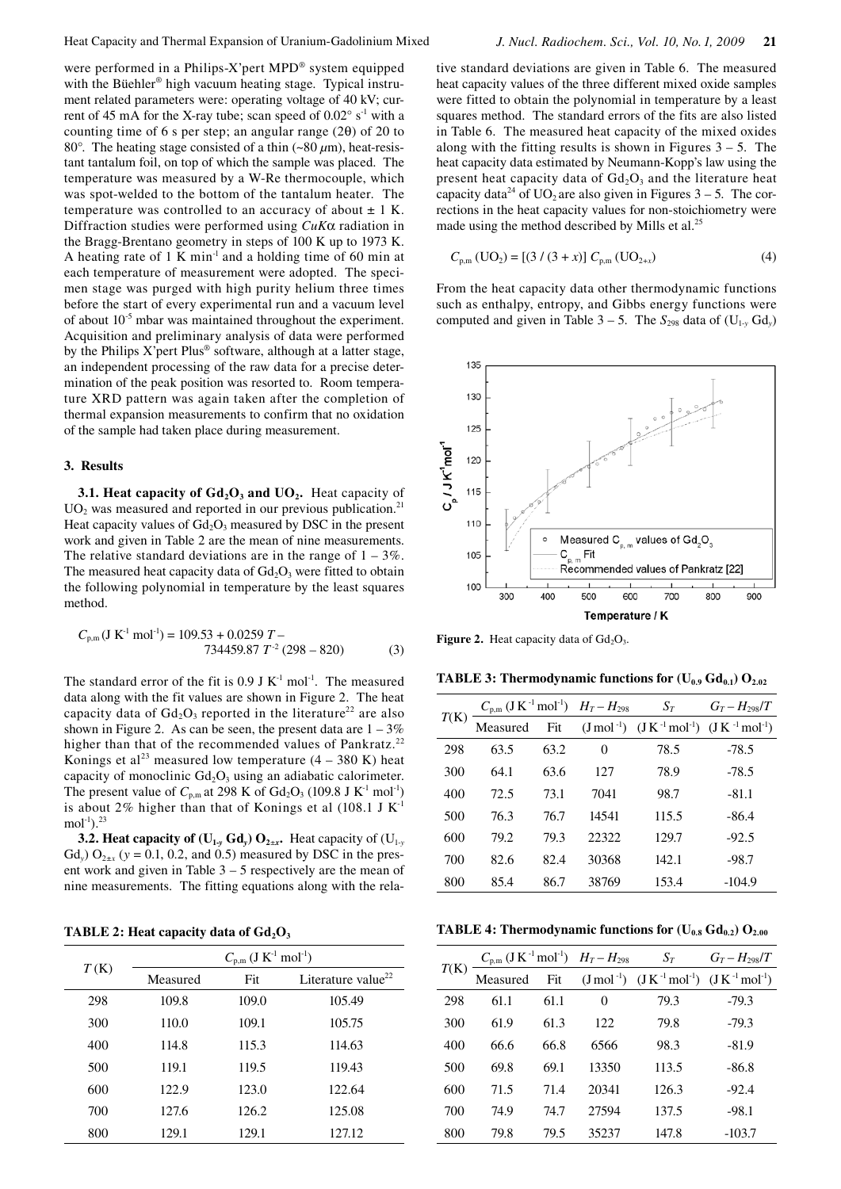were performed in a Philips-X'pert MPD® system equipped with the Büehler® high vacuum heating stage. Typical instrument related parameters were: operating voltage of 40 kV; current of 45 mA for the X-ray tube; scan speed of 0.02° $s^{-1}$ with a counting time of 6 s per step; an angular range (2θ) of 20 to 80°. The heating stage consisted of a thin (~80 μm), heat-resistant tantalum foil, on top of which the sample was placed. The temperature was measured by a W-Re thermocouple, which was spot-welded to the bottom of the tantalum heater. The temperature was controlled to an accuracy of about ± 1 K. Diffraction studies were performed using *CuKα* radiation in the Bragg-Brentano geometry in steps of 100 K up to 1973 K. A heating rate of 1 K $min^{-1}$ and a holding time of 60 min at each temperature of measurement were adopted. The specimen stage was purged with high purity helium three times before the start of every experimental run and a vacuum level of about $10^{-5}$ mbar was maintained throughout the experiment. Acquisition and preliminary analysis of data were performed by the Philips X'pert Plus® software, although at a latter stage, an independent processing of the raw data for a precise determination of the peak position was resorted to. Room temperature XRD pattern was again taken after the completion of thermal expansion measurements to confirm that no oxidation of the sample had taken place during measurement.

## 3. Results

**3.1. Heat capacity of $Gd_2O_3$ and $UO_2$.** Heat capacity of $UO_2$ was measured and reported in our previous publication.[21] Heat capacity values of $Gd_2O_3$ measured by DSC in the present work and given in Table 2 are the mean of nine measurements. The relative standard deviations are in the range of 1 – 3%. The measured heat capacity data of $Gd_2O_3$ were fitted to obtain the following polynomial in temperature by the least squares method.

$$C_{p,m}\,(\mathrm{J\,K^{-1}\,mol^{-1}}) = 109.53 + 0.0259\,T - 734459.87\,T^{-2}\ (298 - 820) \tag{3}$$

The standard error of the fit is 0.9 J $K^{-1}$ $mol^{-1}$. The measured data along with the fit values are shown in Figure 2. The heat capacity data of $Gd_2O_3$ reported in the literature[22] are also shown in Figure 2. As can be seen, the present data are 1 – 3% higher than that of the recommended values of Pankratz.[22] Konings et al[23] measured low temperature (4 – 380 K) heat capacity of monoclinic $Gd_2O_3$ using an adiabatic calorimeter. The present value of $C_{p,m}$ at 298 K of $Gd_2O_3$ (109.8 J $K^{-1}$ $mol^{-1}$) is about 2% higher than that of Konings et al (108.1 J $K^{-1}$ $mol^{-1}$).[23]

**3.2. Heat capacity of $(U_{1-y}\,Gd_y)\,O_{2\pm x}$.** Heat capacity of $(U_{1-y}\,Gd_y)\,O_{2\pm x}$ ($y$ = 0.1, 0.2, and 0.5) measured by DSC in the present work and given in Table 3 – 5 respectively are the mean of nine measurements. The fitting equations along with the relative standard deviations are given in Table 6. The measured heat capacity values of the three different mixed oxide samples were fitted to obtain the polynomial in temperature by a least squares method. The standard errors of the fits are also listed in Table 6. The measured heat capacity of the mixed oxides along with the fitting results is shown in Figures 3 – 5. The heat capacity data estimated by Neumann-Kopp's law using the present heat capacity data of $Gd_2O_3$ and the literature heat capacity data[24] of $UO_2$ are also given in Figures 3 – 5. The corrections in the heat capacity values for non-stoichiometry were made using the method described by Mills et al.[25]

$$C_{p,m}\,(UO_2) = [(3 / (3 + x)]\,C_{p,m}\,(UO_{2+x}) \tag{4}$$

From the heat capacity data other thermodynamic functions such as enthalpy, entropy, and Gibbs energy functions were computed and given in Table 3 – 5. The $S_{298}$ data of $(U_{1-y}\,Gd_y)$

**TABLE 2: Heat capacity data of $Gd_2O_3$**

| $T$ (K) | $C_{p,m}$ (J $K^{-1}$ $mol^{-1}$) | | |
|---|---|---|---|
| | Measured | Fit | Literature value[22] |
| 298 | 109.8 | 109.0 | 105.49 |
| 300 | 110.0 | 109.1 | 105.75 |
| 400 | 114.8 | 115.3 | 114.63 |
| 500 | 119.1 | 119.5 | 119.43 |
| 600 | 122.9 | 123.0 | 122.64 |
| 700 | 127.6 | 126.2 | 125.08 |
| 800 | 129.1 | 129.1 | 127.12 |

**Figure 2.** Heat capacity data of $Gd_2O_3$.

**TABLE 3: Thermodynamic functions for $(U_{0.9}\,Gd_{0.1})\,O_{2.02}$**

| $T$(K) | $C_{p,m}$ (J $K^{-1}$ $mol^{-1}$) | | $H_T - H_{298}$ | $S_T$ | $G_T - H_{298}/T$ |
|---|---|---|---|---|---|
| | Measured | Fit | (J $mol^{-1}$) | (J $K^{-1}$ $mol^{-1}$) | (J $K^{-1}$ $mol^{-1}$) |
| 298 | 63.5 | 63.2 | 0 | 78.5 | -78.5 |
| 300 | 64.1 | 63.6 | 127 | 78.9 | -78.5 |
| 400 | 72.5 | 73.1 | 7041 | 98.7 | -81.1 |
| 500 | 76.3 | 76.7 | 14541 | 115.5 | -86.4 |
| 600 | 79.2 | 79.3 | 22322 | 129.7 | -92.5 |
| 700 | 82.6 | 82.4 | 30368 | 142.1 | -98.7 |
| 800 | 85.4 | 86.7 | 38769 | 153.4 | -104.9 |

**TABLE 4: Thermodynamic functions for $(U_{0.8}\,Gd_{0.2})\,O_{2.00}$**

| $T$(K) | $C_{p,m}$ (J $K^{-1}$ $mol^{-1}$) | | $H_T - H_{298}$ | $S_T$ | $G_T - H_{298}/T$ |
|---|---|---|---|---|---|
| | Measured | Fit | (J $mol^{-1}$) | (J $K^{-1}$ $mol^{-1}$) | (J $K^{-1}$ $mol^{-1}$) |
| 298 | 61.1 | 61.1 | 0 | 79.3 | -79.3 |
| 300 | 61.9 | 61.3 | 122 | 79.8 | -79.3 |
| 400 | 66.6 | 66.8 | 6566 | 98.3 | -81.9 |
| 500 | 69.8 | 69.1 | 13350 | 113.5 | -86.8 |
| 600 | 71.5 | 71.4 | 20341 | 126.3 | -92.4 |
| 700 | 74.9 | 74.7 | 27594 | 137.5 | -98.1 |
| 800 | 79.8 | 79.5 | 35237 | 147.8 | -103.7 |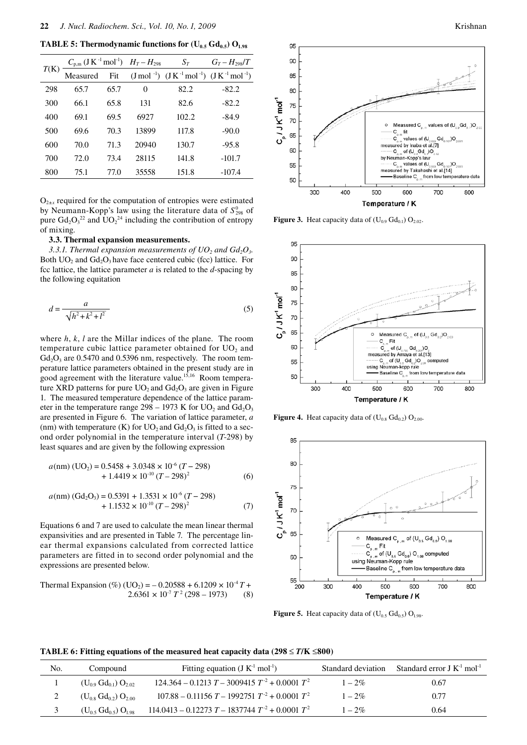**TABLE 5: Thermodynamic functions for $(U_{0.5}\,Gd_{0.5})\,O_{1.98}$**

| $T$(K) | $C_{p,m}$ ($J\,K^{-1}\,mol^{-1}$) Measured | $C_{p,m}$ ($J\,K^{-1}\,mol^{-1}$) Fit | $H_T - H_{298}$ ($J\,mol^{-1}$) | $S_T$ ($J\,K^{-1}\,mol^{-1}$) | $G_T - H_{298}/T$ ($J\,K^{-1}\,mol^{-1}$) |
|---|---|---|---|---|---|
| 298 | 65.7 | 65.7 | 0 | 82.2 | -82.2 |
| 300 | 66.1 | 65.8 | 131 | 82.6 | -82.2 |
| 400 | 69.1 | 69.5 | 6927 | 102.2 | -84.9 |
| 500 | 69.6 | 70.3 | 13899 | 117.8 | -90.0 |
| 600 | 70.0 | 71.3 | 20940 | 130.7 | -95.8 |
| 700 | 72.0 | 73.4 | 28115 | 141.8 | -101.7 |
| 800 | 75.1 | 77.0 | 35558 | 151.8 | -107.4 |

$O_{2\pm x}$ required for the computation of entropies were estimated by Neumann-Kopp's law using the literature data of $S^0_{298}$ of pure $Gd_2O_3$[22] and $UO_2$[24] including the contribution of entropy of mixing.

**3.3. Thermal expansion measurements.**

*3.3.1. Thermal expansion measurements of $UO_2$ and $Gd_2O_3$.* Both $UO_2$ and $Gd_2O_3$ have face centered cubic (fcc) lattice. For fcc lattice, the lattice parameter $a$ is related to the $d$-spacing by the following equitation

$$d = \frac{a}{\sqrt{h^2 + k^2 + l^2}} \tag{5}$$

where $h$, $k$, $l$ are the Millar indices of the plane. The room temperature cubic lattice parameter obtained for $UO_2$ and $Gd_2O_3$ are 0.5470 and 0.5396 nm, respectively. The room temperature lattice parameters obtained in the present study are in good agreement with the literature value.[15,16] Room temperature XRD patterns for pure $UO_2$ and $Gd_2O_3$ are given in Figure 1. The measured temperature dependence of the lattice parameter in the temperature range 298 – 1973 K for $UO_2$ and $Gd_2O_3$ are presented in Figure 6. The variation of lattice parameter, $a$ (nm) with temperature (K) for $UO_2$ and $Gd_2O_3$ is fitted to a second order polynomial in the temperature interval ($T$-298) by least squares and are given by the following expression

$$a(\text{nm})\,(UO_2) = 0.5458 + 3.0348 \times 10^{-6}\,(T - 298) + 1.4419 \times 10^{-10}\,(T - 298)^2 \tag{6}$$

$$a(\text{nm})\,(Gd_2O_3) = 0.5391 + 1.3531 \times 10^{-6}\,(T - 298) + 1.1532 \times 10^{-10}\,(T - 298)^2 \tag{7}$$

Equations 6 and 7 are used to calculate the mean linear thermal expansivities and are presented in Table 7. The percentage linear thermal expansions calculated from corrected lattice parameters are fitted in to second order polynomial and the expressions are presented below.

$$\text{Thermal Expansion (\%)}\,(UO_2) = -0.20588 + 6.1209 \times 10^{-4}\,T + 2.6361 \times 10^{-7}\,T^2\;(298 - 1973) \tag{8}$$

**Figure 3.** Heat capacity data of $(U_{0.9}\,Gd_{0.1})\,O_{2.02}$.

**Figure 4.** Heat capacity data of $(U_{0.8}\,Gd_{0.2})\,O_{2.00}$.

**Figure 5.** Heat capacity data of $(U_{0.5}\,Gd_{0.5})\,O_{1.98}$.

**TABLE 6: Fitting equations of the measured heat capacity data ($298 \leq T/K \leq 800$)**

| No. | Compound | Fitting equation ($J\,K^{-1}\,mol^{-1}$) | Standard deviation | Standard error $J\,K^{-1}\,mol^{-1}$ |
|---|---|---|---|---|
| 1 | $(U_{0.9}\,Gd_{0.1})\,O_{2.02}$ | $124.364 - 0.1213\,T - 3009415\,T^{-2} + 0.0001\,T^2$ | 1 – 2% | 0.67 |
| 2 | $(U_{0.8}\,Gd_{0.2})\,O_{2.00}$ | $107.88 - 0.11156\,T - 1992751\,T^{-2} + 0.0001\,T^2$ | 1 – 2% | 0.77 |
| 3 | $(U_{0.5}\,Gd_{0.5})\,O_{1.98}$ | $114.0413 - 0.12273\,T - 1837744\,T^{-2} + 0.0001\,T^2$ | 1 – 2% | 0.64 |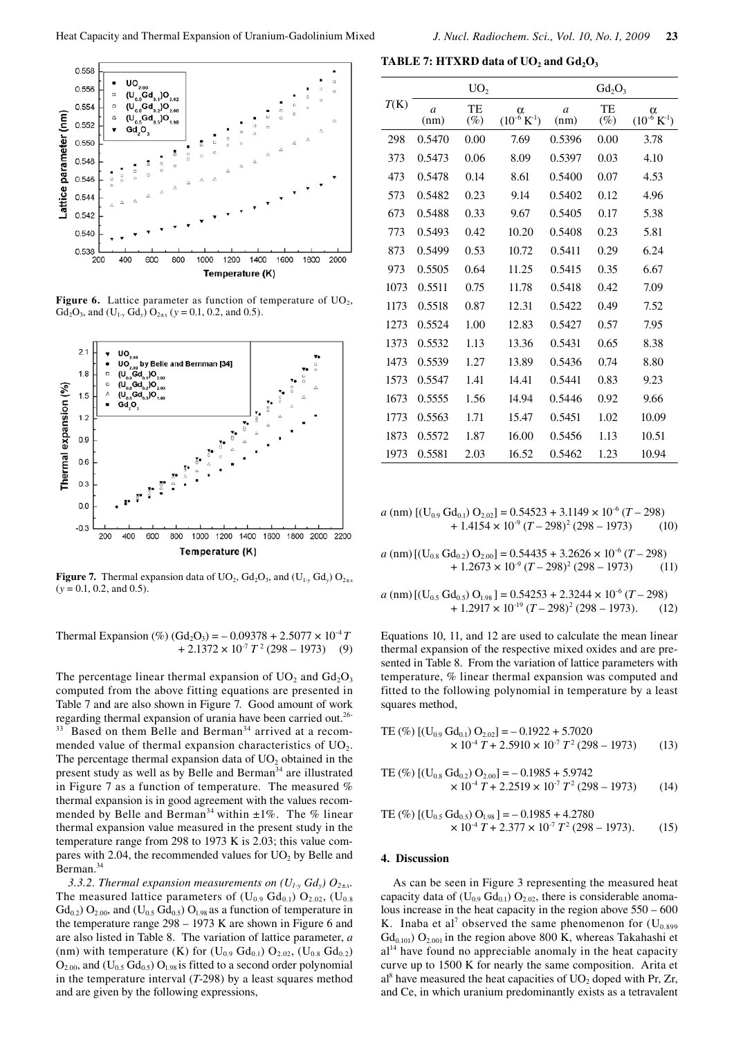Figure 6. Lattice parameter as function of temperature of $UO_2$, $Gd_2O_3$, and $(U_{1-y}\,Gd_y)\,O_{2\pm x}$ ($y$ = 0.1, 0.2, and 0.5).

Figure 7. Thermal expansion data of $UO_2$, $Gd_2O_3$, and $(U_{1-y}\,Gd_y)\,O_{2\pm x}$ ($y$ = 0.1, 0.2, and 0.5).

$$\text{Thermal Expansion (\%)}\ (Gd_2O_3) = -0.09378 + 2.5077 \times 10^{-4}\,T + 2.1372 \times 10^{-7}\,T^2\ (298 - 1973) \quad (9)$$

The percentage linear thermal expansion of $UO_2$ and $Gd_2O_3$ computed from the above fitting equations are presented in Table 7 and are also shown in Figure 7. Good amount of work regarding thermal expansion of urania have been carried out.[26-33] Based on them Belle and Berman[34] arrived at a recommended value of thermal expansion characteristics of $UO_2$. The percentage thermal expansion data of $UO_2$ obtained in the present study as well as by Belle and Berman[34] are illustrated in Figure 7 as a function of temperature. The measured % thermal expansion is in good agreement with the values recommended by Belle and Berman[34] within ±1%. The % linear thermal expansion value measured in the present study in the temperature range from 298 to 1973 K is 2.03; this value compares with 2.04, the recommended values for $UO_2$ by Belle and Berman.[34]

*3.3.2. Thermal expansion measurements on $(U_{1-y}\,Gd_y)\,O_{2\pm x}$.* The measured lattice parameters of $(U_{0.9}\,Gd_{0.1})\,O_{2.02}$, $(U_{0.8}\,Gd_{0.2})\,O_{2.00}$, and $(U_{0.5}\,Gd_{0.5})\,O_{1.98}$ as a function of temperature in the temperature range 298 – 1973 K are shown in Figure 6 and are also listed in Table 8. The variation of lattice parameter, $a$ (nm) with temperature (K) for $(U_{0.9}\,Gd_{0.1})\,O_{2.02}$, $(U_{0.8}\,Gd_{0.2})\,O_{2.00}$, and $(U_{0.5}\,Gd_{0.5})\,O_{1.98}$ is fitted to a second order polynomial in the temperature interval ($T$-298) by a least squares method and are given by the following expressions,

**TABLE 7: HTXRD data of $UO_2$ and $Gd_2O_3$**

| $T$(K) | $UO_2$ | | | $Gd_2O_3$ | | |
|---|---|---|---|---|---|---|
| | $a$ (nm) | TE (%) | $\alpha$ ($10^{-6}$ K$^{-1}$) | $a$ (nm) | TE (%) | $\alpha$ ($10^{-6}$ K$^{-1}$) |
| 298 | 0.5470 | 0.00 | 7.69 | 0.5396 | 0.00 | 3.78 |
| 373 | 0.5473 | 0.06 | 8.09 | 0.5397 | 0.03 | 4.10 |
| 473 | 0.5478 | 0.14 | 8.61 | 0.5400 | 0.07 | 4.53 |
| 573 | 0.5482 | 0.23 | 9.14 | 0.5402 | 0.12 | 4.96 |
| 673 | 0.5488 | 0.33 | 9.67 | 0.5405 | 0.17 | 5.38 |
| 773 | 0.5493 | 0.42 | 10.20 | 0.5408 | 0.23 | 5.81 |
| 873 | 0.5499 | 0.53 | 10.72 | 0.5411 | 0.29 | 6.24 |
| 973 | 0.5505 | 0.64 | 11.25 | 0.5415 | 0.35 | 6.67 |
| 1073 | 0.5511 | 0.75 | 11.78 | 0.5418 | 0.42 | 7.09 |
| 1173 | 0.5518 | 0.87 | 12.31 | 0.5422 | 0.49 | 7.52 |
| 1273 | 0.5524 | 1.00 | 12.83 | 0.5427 | 0.57 | 7.95 |
| 1373 | 0.5532 | 1.13 | 13.36 | 0.5431 | 0.65 | 8.38 |
| 1473 | 0.5539 | 1.27 | 13.89 | 0.5436 | 0.74 | 8.80 |
| 1573 | 0.5547 | 1.41 | 14.41 | 0.5441 | 0.83 | 9.23 |
| 1673 | 0.5555 | 1.56 | 14.94 | 0.5446 | 0.92 | 9.66 |
| 1773 | 0.5563 | 1.71 | 15.47 | 0.5451 | 1.02 | 10.09 |
| 1873 | 0.5572 | 1.87 | 16.00 | 0.5456 | 1.13 | 10.51 |
| 1973 | 0.5581 | 2.03 | 16.52 | 0.5462 | 1.23 | 10.94 |

$$a\ (\text{nm})\ [(U_{0.9}\,Gd_{0.1})\,O_{2.02}] = 0.54523 + 3.1149 \times 10^{-6}\,(T - 298) + 1.4154 \times 10^{-9}\,(T - 298)^2\ (298 - 1973) \quad (10)$$

$$a\ (\text{nm})\ [(U_{0.8}\,Gd_{0.2})\,O_{2.00}] = 0.54435 + 3.2626 \times 10^{-6}\,(T - 298) + 1.2673 \times 10^{-9}\,(T - 298)^2\ (298 - 1973) \quad (11)$$

$$a\ (\text{nm})\ [(U_{0.5}\,Gd_{0.5})\,O_{1.98}] = 0.54253 + 2.3244 \times 10^{-6}\,(T - 298) + 1.2917 \times 10^{-19}\,(T - 298)^2\ (298 - 1973). \quad (12)$$

Equations 10, 11, and 12 are used to calculate the mean linear thermal expansion of the respective mixed oxides and are presented in Table 8. From the variation of lattice parameters with temperature, % linear thermal expansion was computed and fitted to the following polynomial in temperature by a least squares method,

$$\text{TE (\%)}\ [(U_{0.9}\,Gd_{0.1})\,O_{2.02}] = -0.1922 + 5.7020 \times 10^{-4}\,T + 2.5910 \times 10^{-7}\,T^2\ (298 - 1973) \quad (13)$$

$$\text{TE (\%)}\ [(U_{0.8}\,Gd_{0.2})\,O_{2.00}] = -0.1985 + 5.9742 \times 10^{-4}\,T + 2.2519 \times 10^{-7}\,T^2\ (298 - 1973) \quad (14)$$

$$\text{TE (\%)}\ [(U_{0.5}\,Gd_{0.5})\,O_{1.98}] = -0.1985 + 4.2780 \times 10^{-4}\,T + 2.377 \times 10^{-7}\,T^2\ (298 - 1973). \quad (15)$$

## 4. Discussion

As can be seen in Figure 3 representing the measured heat capacity data of $(U_{0.9}\,Gd_{0.1})\,O_{2.02}$, there is considerable anomalous increase in the heat capacity in the region above 550 – 600 K. Inaba et al[7] observed the same phenomenon for $(U_{0.899}\,Gd_{0.101})\,O_{2.001}$ in the region above 800 K, whereas Takahashi et al[14] have found no appreciable anomaly in the heat capacity curve up to 1500 K for nearly the same composition. Arita et al[8] have measured the heat capacities of $UO_2$ doped with Pr, Zr, and Ce, in which uranium predominantly exists as a tetravalent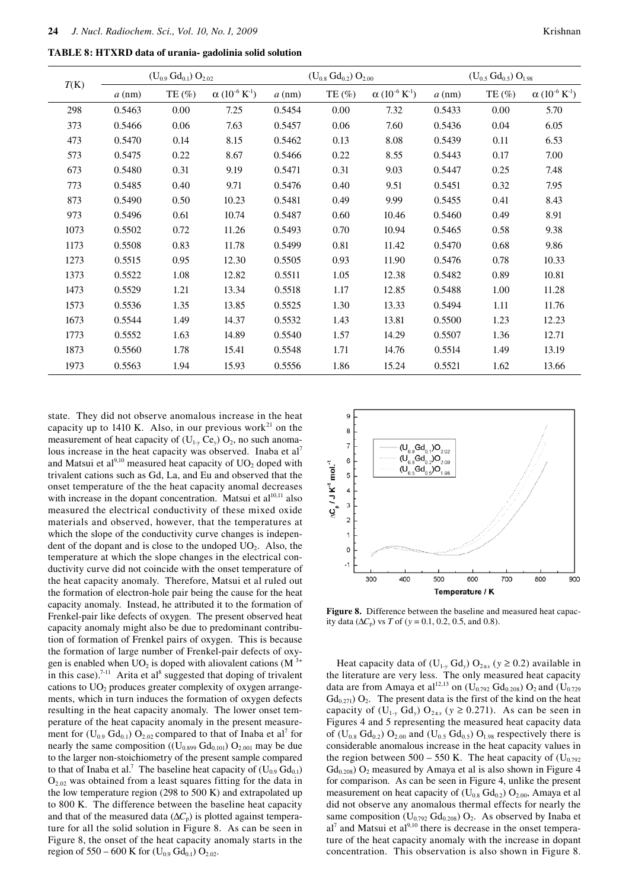**TABLE 8: HTXRD data of urania- gadolinia solid solution**

| $T$(K) | $(U_{0.9}Gd_{0.1})O_{2.02}$ | | | $(U_{0.8}Gd_{0.2})O_{2.00}$ | | | $(U_{0.5}Gd_{0.5})O_{1.98}$ | | |
|---|---|---|---|---|---|---|---|---|---|
| | $a$ (nm) | TE (%) | $\alpha$ ($10^{-6}$ K$^{-1}$) | $a$ (nm) | TE (%) | $\alpha$ ($10^{-6}$ K$^{-1}$) | $a$ (nm) | TE (%) | $\alpha$ ($10^{-6}$ K$^{-1}$) |
| 298 | 0.5463 | 0.00 | 7.25 | 0.5454 | 0.00 | 7.32 | 0.5433 | 0.00 | 5.70 |
| 373 | 0.5466 | 0.06 | 7.63 | 0.5457 | 0.06 | 7.60 | 0.5436 | 0.04 | 6.05 |
| 473 | 0.5470 | 0.14 | 8.15 | 0.5462 | 0.13 | 8.08 | 0.5439 | 0.11 | 6.53 |
| 573 | 0.5475 | 0.22 | 8.67 | 0.5466 | 0.22 | 8.55 | 0.5443 | 0.17 | 7.00 |
| 673 | 0.5480 | 0.31 | 9.19 | 0.5471 | 0.31 | 9.03 | 0.5447 | 0.25 | 7.48 |
| 773 | 0.5485 | 0.40 | 9.71 | 0.5476 | 0.40 | 9.51 | 0.5451 | 0.32 | 7.95 |
| 873 | 0.5490 | 0.50 | 10.23 | 0.5481 | 0.49 | 9.99 | 0.5455 | 0.41 | 8.43 |
| 973 | 0.5496 | 0.61 | 10.74 | 0.5487 | 0.60 | 10.46 | 0.5460 | 0.49 | 8.91 |
| 1073 | 0.5502 | 0.72 | 11.26 | 0.5493 | 0.70 | 10.94 | 0.5465 | 0.58 | 9.38 |
| 1173 | 0.5508 | 0.83 | 11.78 | 0.5499 | 0.81 | 11.42 | 0.5470 | 0.68 | 9.86 |
| 1273 | 0.5515 | 0.95 | 12.30 | 0.5505 | 0.93 | 11.90 | 0.5476 | 0.78 | 10.33 |
| 1373 | 0.5522 | 1.08 | 12.82 | 0.5511 | 1.05 | 12.38 | 0.5482 | 0.89 | 10.81 |
| 1473 | 0.5529 | 1.21 | 13.34 | 0.5518 | 1.17 | 12.85 | 0.5488 | 1.00 | 11.28 |
| 1573 | 0.5536 | 1.35 | 13.85 | 0.5525 | 1.30 | 13.33 | 0.5494 | 1.11 | 11.76 |
| 1673 | 0.5544 | 1.49 | 14.37 | 0.5532 | 1.43 | 13.81 | 0.5500 | 1.23 | 12.23 |
| 1773 | 0.5552 | 1.63 | 14.89 | 0.5540 | 1.57 | 14.29 | 0.5507 | 1.36 | 12.71 |
| 1873 | 0.5560 | 1.78 | 15.41 | 0.5548 | 1.71 | 14.76 | 0.5514 | 1.49 | 13.19 |
| 1973 | 0.5563 | 1.94 | 15.93 | 0.5556 | 1.86 | 15.24 | 0.5521 | 1.62 | 13.66 |

state. They did not observe anomalous increase in the heat capacity up to 1410 K. Also, in our previous work[21] on the measurement of heat capacity of $(U_{1-y}Ce_y)O_2$, no such anomalous increase in the heat capacity was observed. Inaba et al[7] and Matsui et al[9,10] measured heat capacity of $UO_2$ doped with trivalent cations such as Gd, La, and Eu and observed that the onset temperature of the the heat capacity anomal decreases with increase in the dopant concentration. Matsui et al[10,11] also measured the electrical conductivity of these mixed oxide materials and observed, however, that the temperatures at which the slope of the conductivity curve changes is independent of the dopant and is close to the undoped $UO_2$. Also, the temperature at which the slope changes in the electrical conductivity curve did not coincide with the onset temperature of the heat capacity anomaly. Therefore, Matsui et al ruled out the formation of electron-hole pair being the cause for the heat capacity anomaly. Instead, he attributed it to the formation of Frenkel-pair like defects of oxygen. The present observed heat capacity anomaly might also be due to predominant contribution of formation of Frenkel pairs of oxygen. This is because the formation of large number of Frenkel-pair defects of oxygen is enabled when $UO_2$ is doped with aliovalent cations ($M^{3+}$ in this case).[7-11] Arita et al[8] suggested that doping of trivalent cations to $UO_2$ produces greater complexity of oxygen arrangements, which in turn induces the formation of oxygen defects resulting in the heat capacity anomaly. The lower onset temperature of the heat capacity anomaly in the present measurement for $(U_{0.9}Gd_{0.1})O_{2.02}$ compared to that of Inaba et al[7] for nearly the same composition ($(U_{0.899}Gd_{0.101})O_{2.001}$ may be due to the larger non-stoichiometry of the present sample compared to that of Inaba et al.[7] The baseline heat capacity of $(U_{0.9}Gd_{0.1})O_{2.02}$ was obtained from a least squares fitting for the data in the low temperature region (298 to 500 K) and extrapolated up to 800 K. The difference between the baseline heat capacity and that of the measured data ($\Delta C_p$) is plotted against temperature for all the solid solution in Figure 8. As can be seen in Figure 8, the onset of the heat capacity anomaly starts in the region of 550 – 600 K for $(U_{0.9}Gd_{0.1})O_{2.02}$.

**Figure 8.** Difference between the baseline and measured heat capacity data ($\Delta C_p$) vs $T$ of ($y$ = 0.1, 0.2, 0.5, and 0.8).

Heat capacity data of $(U_{1-y}Gd_y)O_{2\pm x}$ ($y \geq 0.2$) available in the literature are very less. The only measured heat capacity data are from Amaya et al[12,13] on $(U_{0.792}Gd_{0.208})O_2$ and $(U_{0.729}Gd_{0.271})O_2$. The present data is the first of the kind on the heat capacity of $(U_{1-y}Gd_y)O_{2\pm x}$ ($y \geq 0.271$). As can be seen in Figures 4 and 5 representing the measured heat capacity data of $(U_{0.8}Gd_{0.2})O_{2.00}$ and $(U_{0.5}Gd_{0.5})O_{1.98}$ respectively there is considerable anomalous increase in the heat capacity values in the region between 500 – 550 K. The heat capacity of $(U_{0.792}Gd_{0.208})O_2$ measured by Amaya et al is also shown in Figure 4 for comparison. As can be seen in Figure 4, unlike the present measurement on heat capacity of $(U_{0.8}Gd_{0.2})O_{2.00}$, Amaya et al did not observe any anomalous thermal effects for nearly the same composition $(U_{0.792}Gd_{0.208})O_2$. As observed by Inaba et al[7] and Matsui et al[9,10] there is decrease in the onset temperature of the heat capacity anomaly with the increase in dopant concentration. This observation is also shown in Figure 8.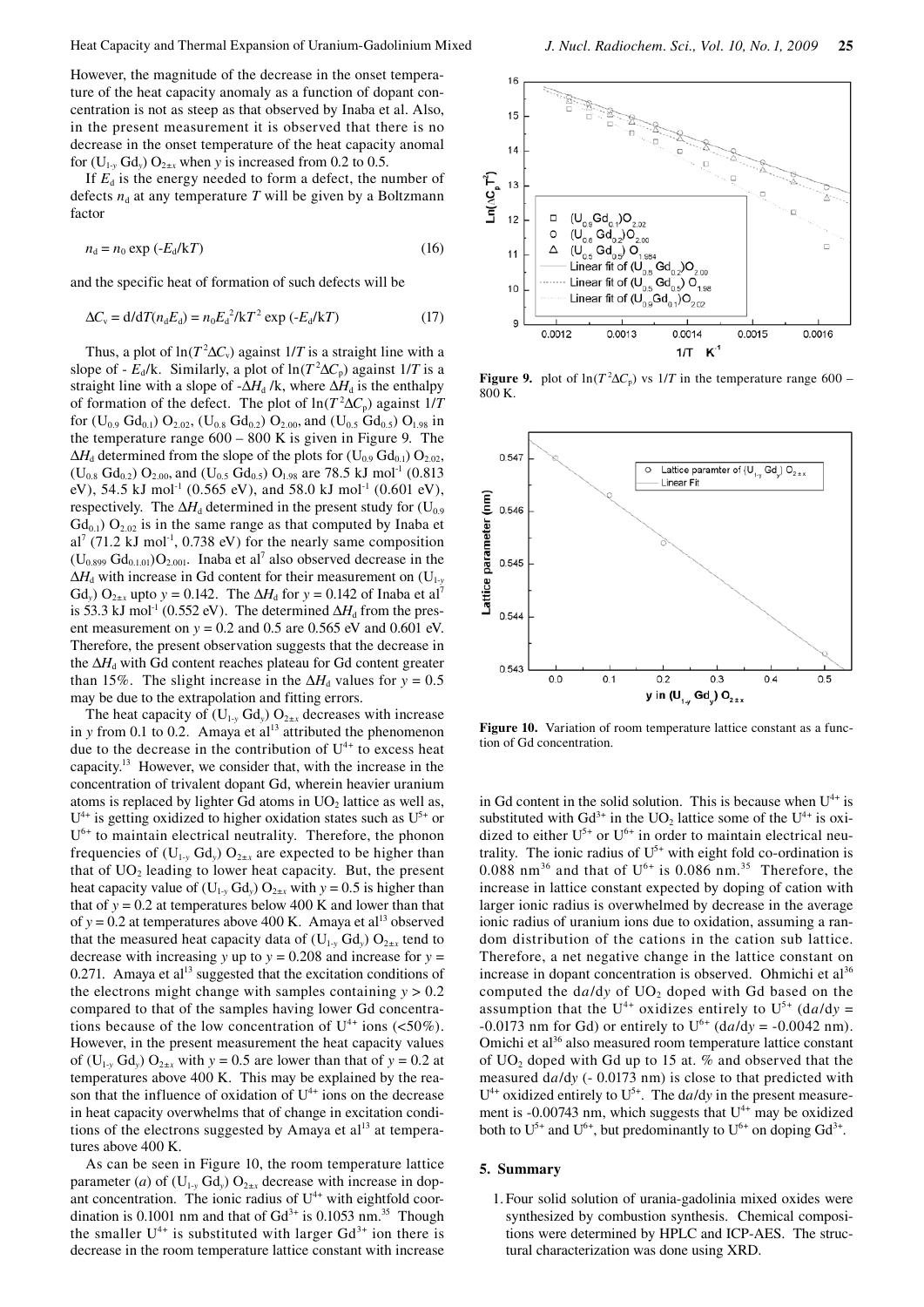However, the magnitude of the decrease in the onset temperature of the heat capacity anomaly as a function of dopant concentration is not as steep as that observed by Inaba et al. Also, in the present measurement it is observed that there is no decrease in the onset temperature of the heat capacity anomal for $(U_{1-y}\,Gd_y)\,O_{2\pm x}$ when $y$ is increased from 0.2 to 0.5.

If $E_d$ is the energy needed to form a defect, the number of defects $n_d$ at any temperature $T$ will be given by a Boltzmann factor

$$n_d = n_0 \exp(-E_d/kT) \tag{16}$$

and the specific heat of formation of such defects will be

$$\Delta C_v = d/dT(n_d E_d) = n_0 E_d^2/kT^2 \exp(-E_d/kT) \tag{17}$$

Thus, a plot of $\ln(T^2\Delta C_v)$ against $1/T$ is a straight line with a slope of $-E_d/k$. Similarly, a plot of $\ln(T^2\Delta C_p)$ against $1/T$ is a straight line with a slope of $-\Delta H_d/k$, where $\Delta H_d$ is the enthalpy of formation of the defect. The plot of $\ln(T^2\Delta C_p)$ against $1/T$ for $(U_{0.9}\,Gd_{0.1})\,O_{2.02}$, $(U_{0.8}\,Gd_{0.2})\,O_{2.00}$, and $(U_{0.5}\,Gd_{0.5})\,O_{1.98}$ in the temperature range 600 – 800 K is given in Figure 9. The $\Delta H_d$ determined from the slope of the plots for $(U_{0.9}\,Gd_{0.1})\,O_{2.02}$, $(U_{0.8}\,Gd_{0.2})\,O_{2.00}$, and $(U_{0.5}\,Gd_{0.5})\,O_{1.98}$ are 78.5 kJ mol$^{-1}$ (0.813 eV), 54.5 kJ mol$^{-1}$ (0.565 eV), and 58.0 kJ mol$^{-1}$ (0.601 eV), respectively. The $\Delta H_d$ determined in the present study for $(U_{0.9}\,Gd_{0.1})\,O_{2.02}$ is in the same range as that computed by Inaba et al[7] (71.2 kJ mol$^{-1}$, 0.738 eV) for the nearly same composition $(U_{0.899}\,Gd_{0.101})O_{2.001}$. Inaba et al[7] also observed decrease in the $\Delta H_d$ with increase in Gd content for their measurement on $(U_{1-y}\,Gd_y)\,O_{2\pm x}$ upto $y = 0.142$. The $\Delta H_d$ for $y = 0.142$ of Inaba et al[7] is 53.3 kJ mol$^{-1}$ (0.552 eV). The determined $\Delta H_d$ from the present measurement on $y = 0.2$ and 0.5 are 0.565 eV and 0.601 eV. Therefore, the present observation suggests that the decrease in the $\Delta H_d$ with Gd content reaches plateau for Gd content greater than 15%. The slight increase in the $\Delta H_d$ values for $y = 0.5$ may be due to the extrapolation and fitting errors.

The heat capacity of $(U_{1-y}\,Gd_y)\,O_{2\pm x}$ decreases with increase in $y$ from 0.1 to 0.2. Amaya et al[13] attributed the phenomenon due to the decrease in the contribution of $U^{4+}$ to excess heat capacity.[13] However, we consider that, with the increase in the concentration of trivalent dopant Gd, wherein heavier uranium atoms is replaced by lighter Gd atoms in $UO_2$ lattice as well as, $U^{4+}$ is getting oxidized to higher oxidation states such as $U^{5+}$ or $U^{6+}$ to maintain electrical neutrality. Therefore, the phonon frequencies of $(U_{1-y}\,Gd_y)\,O_{2\pm x}$ are expected to be higher than that of $UO_2$ leading to lower heat capacity. But, the present heat capacity value of $(U_{1-y}\,Gd_y)\,O_{2\pm x}$ with $y = 0.5$ is higher than that of $y = 0.2$ at temperatures below 400 K and lower than that of $y = 0.2$ at temperatures above 400 K. Amaya et al[13] observed that the measured heat capacity data of $(U_{1-y}\,Gd_y)\,O_{2\pm x}$ tend to decrease with increasing $y$ up to $y = 0.208$ and increase for $y = 0.271$. Amaya et al[13] suggested that the excitation conditions of the electrons might change with samples containing $y > 0.2$ compared to that of the samples having lower Gd concentrations because of the low concentration of $U^{4+}$ ions (<50%). However, in the present measurement the heat capacity values of $(U_{1-y}\,Gd_y)\,O_{2\pm x}$ with $y = 0.5$ are lower than that of $y = 0.2$ at temperatures above 400 K. This may be explained by the reason that the influence of oxidation of $U^{4+}$ ions on the decrease in heat capacity overwhelms that of change in excitation conditions of the electrons suggested by Amaya et al[13] at temperatures above 400 K.

As can be seen in Figure 10, the room temperature lattice parameter ($a$) of $(U_{1-y}\,Gd_y)\,O_{2\pm x}$ decrease with increase in dopant concentration. The ionic radius of $U^{4+}$ with eightfold coordination is 0.1001 nm and that of $Gd^{3+}$ is 0.1053 nm.[35] Though the smaller $U^{4+}$ is substituted with larger $Gd^{3+}$ ion there is decrease in the room temperature lattice constant with increase in Gd content in the solid solution. This is because when $U^{4+}$ is substituted with $Gd^{3+}$ in the $UO_2$ lattice some of the $U^{4+}$ is oxidized to either $U^{5+}$ or $U^{6+}$ in order to maintain electrical neutrality. The ionic radius of $U^{5+}$ with eight fold co-ordination is 0.088 nm[36] and that of $U^{6+}$ is 0.086 nm.[35] Therefore, the increase in lattice constant expected by doping of cation with larger ionic radius is overwhelmed by decrease in the average ionic radius of uranium ions due to oxidation, assuming a random distribution of the cations in the cation sub lattice. Therefore, a net negative change in the lattice constant on increase in dopant concentration is observed. Ohmichi et al[36] computed the $da/dy$ of $UO_2$ doped with Gd based on the assumption that the $U^{4+}$ oxidizes entirely to $U^{5+}$ ($da/dy = -0.0173$ nm for Gd) or entirely to $U^{6+}$ ($da/dy = -0.0042$ nm). Omichi et al[36] also measured room temperature lattice constant of $UO_2$ doped with Gd up to 15 at. % and observed that the measured $da/dy$ (- 0.0173 nm) is close to that predicted with $U^{4+}$ oxidized entirely to $U^{5+}$. The $da/dy$ in the present measurement is -0.00743 nm, which suggests that $U^{4+}$ may be oxidized both to $U^{5+}$ and $U^{6+}$, but predominantly to $U^{6+}$ on doping $Gd^{3+}$.

**Figure 9.** plot of $\ln(T^2\Delta C_p)$ vs $1/T$ in the temperature range 600 – 800 K.

**Figure 10.** Variation of room temperature lattice constant as a function of Gd concentration.

## 5. Summary

1. Four solid solution of urania-gadolinia mixed oxides were synthesized by combustion synthesis. Chemical compositions were determined by HPLC and ICP-AES. The structural characterization was done using XRD.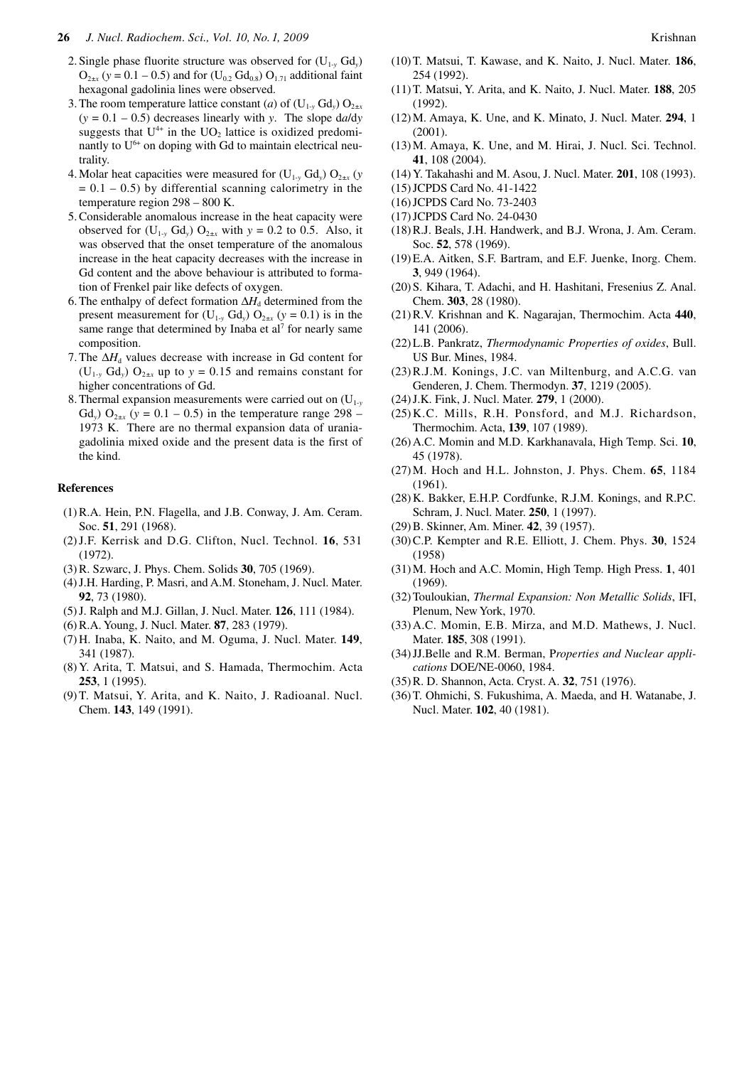2. Single phase fluorite structure was observed for $(U_{1-y}\ Gd_y)\ O_{2\pm x}$ ($y = 0.1 - 0.5$) and for $(U_{0.2}\ Gd_{0.8})\ O_{1.71}$ additional faint hexagonal gadolinia lines were observed.
3. The room temperature lattice constant ($a$) of $(U_{1-y}\ Gd_y)\ O_{2\pm x}$ ($y = 0.1 - 0.5$) decreases linearly with $y$. The slope $da/dy$ suggests that $U^{4+}$ in the $UO_2$ lattice is oxidized predominantly to $U^{6+}$ on doping with Gd to maintain electrical neutrality.
4. Molar heat capacities were measured for $(U_{1-y}\ Gd_y)\ O_{2\pm x}$ ($y = 0.1 - 0.5$) by differential scanning calorimetry in the temperature region 298 – 800 K.
5. Considerable anomalous increase in the heat capacity were observed for $(U_{1-y}\ Gd_y)\ O_{2\pm x}$ with $y = 0.2$ to 0.5. Also, it was observed that the onset temperature of the anomalous increase in the heat capacity decreases with the increase in Gd content and the above behaviour is attributed to formation of Frenkel pair like defects of oxygen.
6. The enthalpy of defect formation $\Delta H_d$ determined from the present measurement for $(U_{1-y}\ Gd_y)\ O_{2\pm x}$ ($y = 0.1$) is in the same range that determined by Inaba et al[7] for nearly same composition.
7. The $\Delta H_d$ values decrease with increase in Gd content for $(U_{1-y}\ Gd_y)\ O_{2\pm x}$ up to $y = 0.15$ and remains constant for higher concentrations of Gd.
8. Thermal expansion measurements were carried out on $(U_{1-y}\ Gd_y)\ O_{2\pm x}$ ($y = 0.1 - 0.5$) in the temperature range 298 – 1973 K. There are no thermal expansion data of urania-gadolinia mixed oxide and the present data is the first of the kind.

**References**

(1) R.A. Hein, P.N. Flagella, and J.B. Conway, J. Am. Ceram. Soc. **51**, 291 (1968).
(2) J.F. Kerrisk and D.G. Clifton, Nucl. Technol. **16**, 531 (1972).
(3) R. Szwarc, J. Phys. Chem. Solids **30**, 705 (1969).
(4) J.H. Harding, P. Masri, and A.M. Stoneham, J. Nucl. Mater. **92**, 73 (1980).
(5) J. Ralph and M.J. Gillan, J. Nucl. Mater. **126**, 111 (1984).
(6) R.A. Young, J. Nucl. Mater. **87**, 283 (1979).
(7) H. Inaba, K. Naito, and M. Oguma, J. Nucl. Mater. **149**, 341 (1987).
(8) Y. Arita, T. Matsui, and S. Hamada, Thermochim. Acta **253**, 1 (1995).
(9) T. Matsui, Y. Arita, and K. Naito, J. Radioanal. Nucl. Chem. **143**, 149 (1991).
(10) T. Matsui, T. Kawase, and K. Naito, J. Nucl. Mater. **186**, 254 (1992).
(11) T. Matsui, Y. Arita, and K. Naito, J. Nucl. Mater. **188**, 205 (1992).
(12) M. Amaya, K. Une, and K. Minato, J. Nucl. Mater. **294**, 1 (2001).
(13) M. Amaya, K. Une, and M. Hirai, J. Nucl. Sci. Technol. **41**, 108 (2004).
(14) Y. Takahashi and M. Asou, J. Nucl. Mater. **201**, 108 (1993).
(15) JCPDS Card No. 41-1422
(16) JCPDS Card No. 73-2403
(17) JCPDS Card No. 24-0430
(18) R.J. Beals, J.H. Handwerk, and B.J. Wrona, J. Am. Ceram. Soc. **52**, 578 (1969).
(19) E.A. Aitken, S.F. Bartram, and E.F. Juenke, Inorg. Chem. **3**, 949 (1964).
(20) S. Kihara, T. Adachi, and H. Hashitani, Fresenius Z. Anal. Chem. **303**, 28 (1980).
(21) R.V. Krishnan and K. Nagarajan, Thermochim. Acta **440**, 141 (2006).
(22) L.B. Pankratz, *Thermodynamic Properties of oxides*, Bull. US Bur. Mines, 1984.
(23) R.J.M. Konings, J.C. van Miltenburg, and A.C.G. van Genderen, J. Chem. Thermodyn. **37**, 1219 (2005).
(24) J.K. Fink, J. Nucl. Mater. **279**, 1 (2000).
(25) K.C. Mills, R.H. Ponsford, and M.J. Richardson, Thermochim. Acta, **139**, 107 (1989).
(26) A.C. Momin and M.D. Karkhanavala, High Temp. Sci. **10**, 45 (1978).
(27) M. Hoch and H.L. Johnston, J. Phys. Chem. **65**, 1184 (1961).
(28) K. Bakker, E.H.P. Cordfunke, R.J.M. Konings, and R.P.C. Schram, J. Nucl. Mater. **250**, 1 (1997).
(29) B. Skinner, Am. Miner. **42**, 39 (1957).
(30) C.P. Kempter and R.E. Elliott, J. Chem. Phys. **30**, 1524 (1958)
(31) M. Hoch and A.C. Momin, High Temp. High Press. **1**, 401 (1969).
(32) Touloukian, *Thermal Expansion: Non Metallic Solids*, IFI, Plenum, New York, 1970.
(33) A.C. Momin, E.B. Mirza, and M.D. Mathews, J. Nucl. Mater. **185**, 308 (1991).
(34) JJ.Belle and R.M. Berman, P*roperties and Nuclear applications* DOE/NE-0060, 1984.
(35) R. D. Shannon, Acta. Cryst. A. **32**, 751 (1976).
(36) T. Ohmichi, S. Fukushima, A. Maeda, and H. Watanabe, J. Nucl. Mater. **102**, 40 (1981).